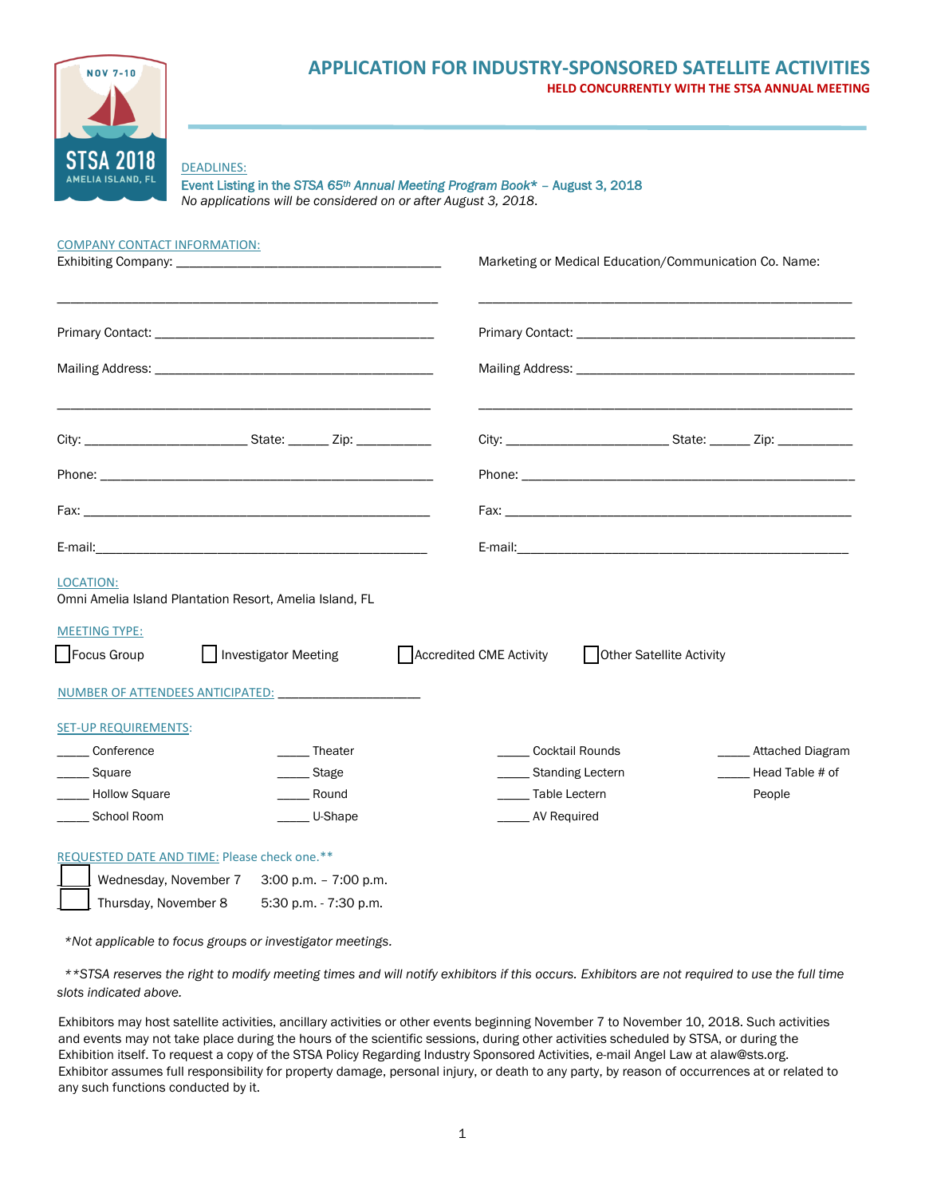NOV 7-10

STSA 2018
AMELIA ISLAND, FL

# APPLICATION FOR INDUSTRY-SPONSORED SATELLITE ACTIVITIES

**HELD CONCURRENTLY WITH THE STSA ANNUAL MEETING**

DEADLINES:

Event Listing in the *STSA 65th Annual Meeting Program Book** – August 3, 2018

*No applications will be considered on or after August 3, 2018.*

## COMPANY CONTACT INFORMATION:

Exhibiting Company: ________________________________________

________________________________________________________

Primary Contact: ________________________________________

Mailing Address: ________________________________________

________________________________________________________

City: ______________________ State: ______ Zip: ___________

Phone: ________________________________________________

Fax: __________________________________________________

E-mail:_______________________________________________

Marketing or Medical Education/Communication Co. Name:

________________________________________________________

Primary Contact: ________________________________________

Mailing Address: ________________________________________

________________________________________________________

City: ______________________ State: ______ Zip: ___________

Phone: ________________________________________________

Fax: __________________________________________________

E-mail:_______________________________________________

## LOCATION:

Omni Amelia Island Plantation Resort, Amelia Island, FL

## MEETING TYPE:

☐ Focus Group ☐ Investigator Meeting ☐ Accredited CME Activity ☐ Other Satellite Activity

## NUMBER OF ATTENDEES ANTICIPATED: ____________________

## SET-UP REQUIREMENTS:

_____ Conference
_____ Square
_____ Hollow Square
_____ School Room
_____ Theater
_____ Stage
_____ Round
_____ U-Shape
_____ Cocktail Rounds
_____ Standing Lectern
_____ Table Lectern
_____ AV Required
_____ Attached Diagram
_____ Head Table # of People

## REQUESTED DATE AND TIME: Please check one.**

☐ Wednesday, November 7 3:00 p.m. – 7:00 p.m.
☐ Thursday, November 8 5:30 p.m. - 7:30 p.m.

*\*Not applicable to focus groups or investigator meetings.*

*\*\*STSA reserves the right to modify meeting times and will notify exhibitors if this occurs. Exhibitors are not required to use the full time slots indicated above.*

Exhibitors may host satellite activities, ancillary activities or other events beginning November 7 to November 10, 2018. Such activities and events may not take place during the hours of the scientific sessions, during other activities scheduled by STSA, or during the Exhibition itself. To request a copy of the STSA Policy Regarding Industry Sponsored Activities, e-mail Angel Law at alaw@sts.org. Exhibitor assumes full responsibility for property damage, personal injury, or death to any party, by reason of occurrences at or related to any such functions conducted by it.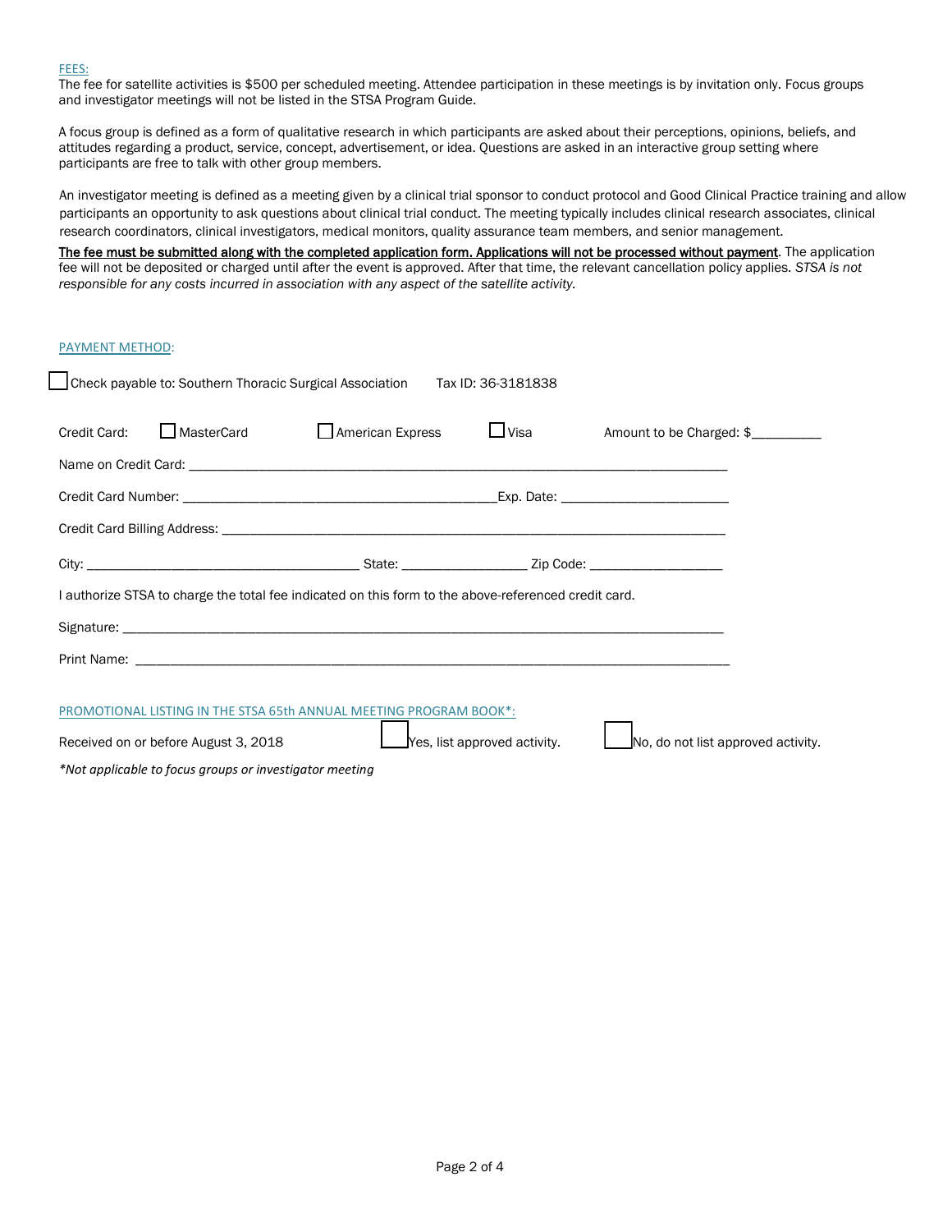## FEES:

The fee for satellite activities is $500 per scheduled meeting. Attendee participation in these meetings is by invitation only. Focus groups and investigator meetings will not be listed in the STSA Program Guide.

A focus group is defined as a form of qualitative research in which participants are asked about their perceptions, opinions, beliefs, and attitudes regarding a product, service, concept, advertisement, or idea. Questions are asked in an interactive group setting where participants are free to talk with other group members.

An investigator meeting is defined as a meeting given by a clinical trial sponsor to conduct protocol and Good Clinical Practice training and allow participants an opportunity to ask questions about clinical trial conduct. The meeting typically includes clinical research associates, clinical research coordinators, clinical investigators, medical monitors, quality assurance team members, and senior management.

**The fee must be submitted along with the completed application form. Applications will not be processed without payment**. The application fee will not be deposited or charged until after the event is approved. After that time, the relevant cancellation policy applies. *STSA is not responsible for any costs incurred in association with any aspect of the satellite activity.*

## PAYMENT METHOD:

☐ Check payable to: Southern Thoracic Surgical Association    Tax ID: 36-3181838

Credit Card: ☐ MasterCard ☐ American Express ☐ Visa    Amount to be Charged: $__________

Name on Credit Card: ______________________________________________________________________________

Credit Card Number: ____________________________________________Exp. Date: _______________________

Credit Card Billing Address: _______________________________________________________________________

City: _______________________________________ State: _________________ Zip Code: __________________

I authorize STSA to charge the total fee indicated on this form to the above-referenced credit card.

Signature: _______________________________________________________________________________________

Print Name: ______________________________________________________________________________________

## PROMOTIONAL LISTING IN THE STSA 65th ANNUAL MEETING PROGRAM BOOK*:

Received on or before August 3, 2018    ☐ Yes, list approved activity.    ☐ No, do not list approved activity.

*\*Not applicable to focus groups or investigator meeting*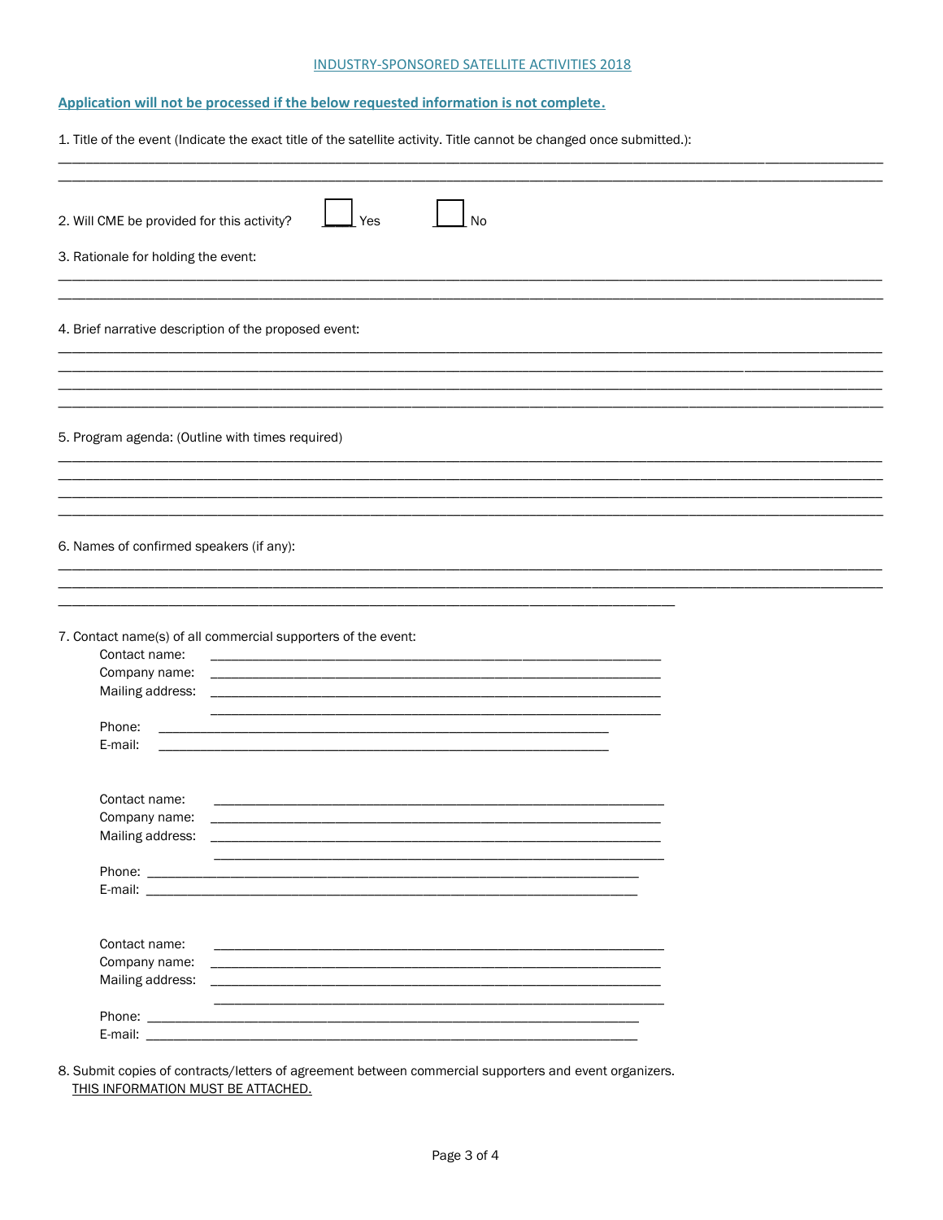INDUSTRY-SPONSORED SATELLITE ACTIVITIES 2018

**Application will not be processed if the below requested information is not complete.**

1. Title of the event (Indicate the exact title of the satellite activity. Title cannot be changed once submitted.):

______________________________________________________________________________

______________________________________________________________________________

2. Will CME be provided for this activity? ☐ Yes ☐ No

3. Rationale for holding the event:

______________________________________________________________________________

______________________________________________________________________________

4. Brief narrative description of the proposed event:

______________________________________________________________________________

______________________________________________________________________________

______________________________________________________________________________

______________________________________________________________________________

5. Program agenda: (Outline with times required)

______________________________________________________________________________

______________________________________________________________________________

______________________________________________________________________________

______________________________________________________________________________

6. Names of confirmed speakers (if any):

______________________________________________________________________________

______________________________________________________________________________

______________________________________________________________

7. Contact name(s) of all commercial supporters of the event:

Contact name: ______________________________________________

Company name: ______________________________________________

Mailing address: ______________________________________________

______________________________________________

Phone: ______________________________________________

E-mail: ______________________________________________

Contact name: ______________________________________________

Company name: ______________________________________________

Mailing address: ______________________________________________

______________________________________________

Phone: ______________________________________________

E-mail: ______________________________________________

Contact name: ______________________________________________

Company name: ______________________________________________

Mailing address: ______________________________________________

______________________________________________

Phone: ______________________________________________

E-mail: ______________________________________________

8. Submit copies of contracts/letters of agreement between commercial supporters and event organizers.
THIS INFORMATION MUST BE ATTACHED.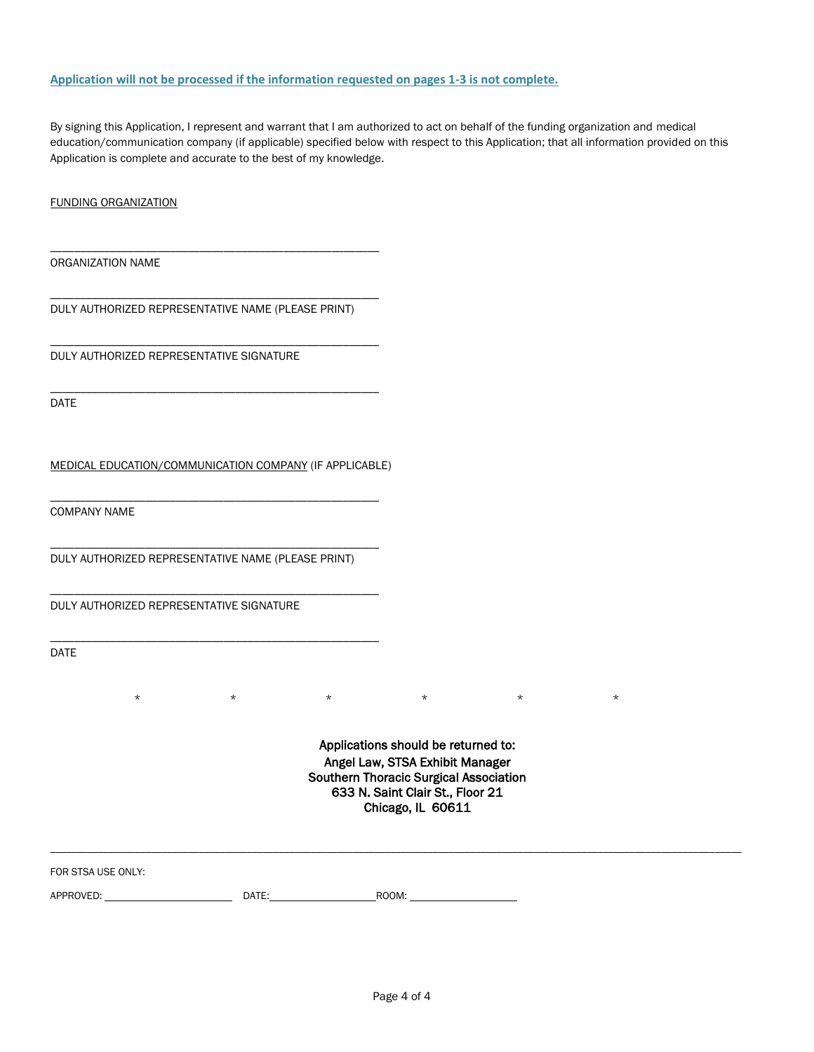**Application will not be processed if the information requested on pages 1-3 is not complete.**

By signing this Application, I represent and warrant that I am authorized to act on behalf of the funding organization and medical education/communication company (if applicable) specified below with respect to this Application; that all information provided on this Application is complete and accurate to the best of my knowledge.

FUNDING ORGANIZATION

______________________________________________________

ORGANIZATION NAME

______________________________________________________

DULY AUTHORIZED REPRESENTATIVE NAME (PLEASE PRINT)

______________________________________________________

DULY AUTHORIZED REPRESENTATIVE SIGNATURE

______________________________________________________

DATE

MEDICAL EDUCATION/COMMUNICATION COMPANY (IF APPLICABLE)

______________________________________________________

COMPANY NAME

______________________________________________________

DULY AUTHORIZED REPRESENTATIVE NAME (PLEASE PRINT)

______________________________________________________

DULY AUTHORIZED REPRESENTATIVE SIGNATURE

______________________________________________________

DATE

\*     \*     \*     \*     \*     \*

Applications should be returned to:
Angel Law, STSA Exhibit Manager
Southern Thoracic Surgical Association
633 N. Saint Clair St., Floor 21
Chicago, IL 60611

---

FOR STSA USE ONLY:

APPROVED: ____________________ DATE:__________________ROOM: __________________